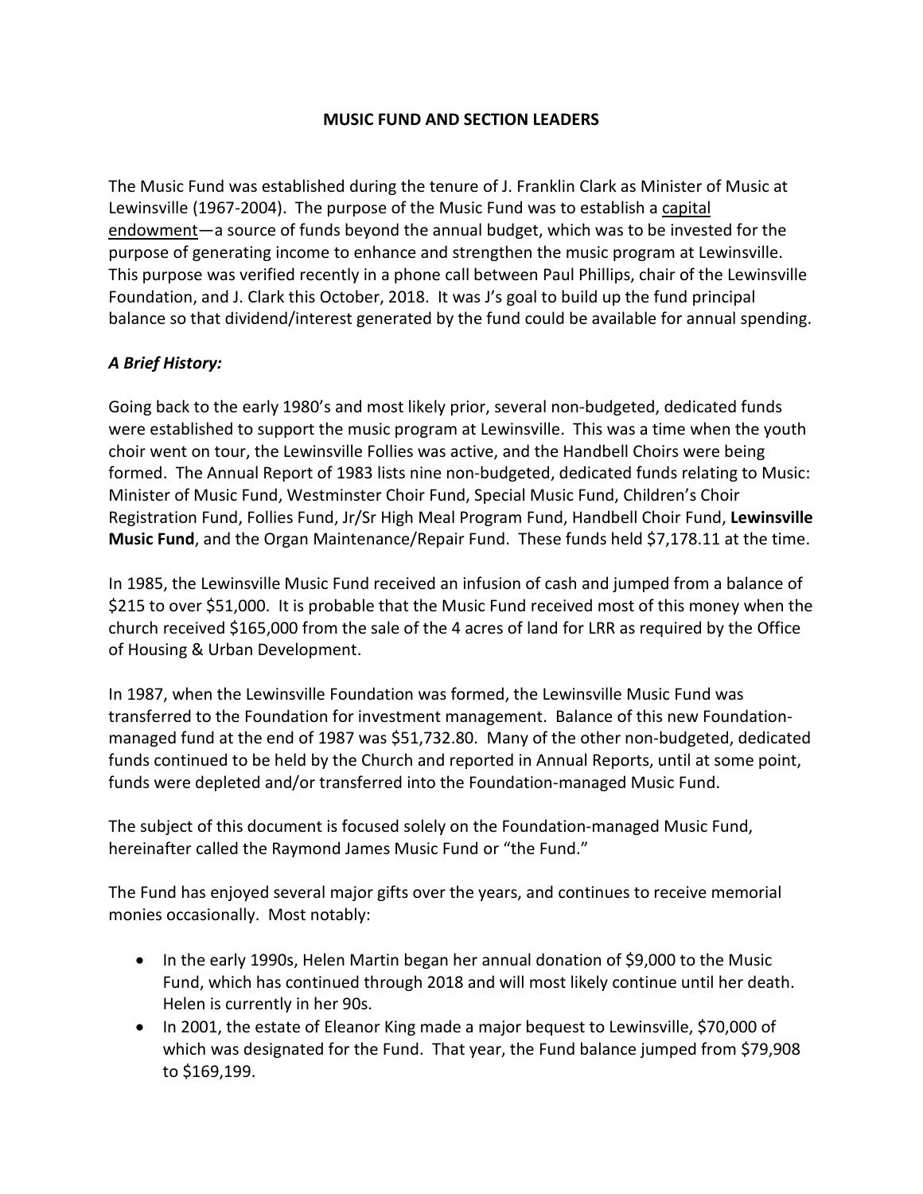# MUSIC FUND AND SECTION LEADERS

The Music Fund was established during the tenure of J. Franklin Clark as Minister of Music at Lewinsville (1967-2004). The purpose of the Music Fund was to establish a <u>capital endowment</u>—a source of funds beyond the annual budget, which was to be invested for the purpose of generating income to enhance and strengthen the music program at Lewinsville. This purpose was verified recently in a phone call between Paul Phillips, chair of the Lewinsville Foundation, and J. Clark this October, 2018. It was J's goal to build up the fund principal balance so that dividend/interest generated by the fund could be available for annual spending.

### *A Brief History:*

Going back to the early 1980's and most likely prior, several non-budgeted, dedicated funds were established to support the music program at Lewinsville. This was a time when the youth choir went on tour, the Lewinsville Follies was active, and the Handbell Choirs were being formed. The Annual Report of 1983 lists nine non-budgeted, dedicated funds relating to Music: Minister of Music Fund, Westminster Choir Fund, Special Music Fund, Children's Choir Registration Fund, Follies Fund, Jr/Sr High Meal Program Fund, Handbell Choir Fund, **Lewinsville Music Fund**, and the Organ Maintenance/Repair Fund. These funds held $7,178.11 at the time.

In 1985, the Lewinsville Music Fund received an infusion of cash and jumped from a balance of $215 to over $51,000. It is probable that the Music Fund received most of this money when the church received $165,000 from the sale of the 4 acres of land for LRR as required by the Office of Housing & Urban Development.

In 1987, when the Lewinsville Foundation was formed, the Lewinsville Music Fund was transferred to the Foundation for investment management. Balance of this new Foundation-managed fund at the end of 1987 was $51,732.80. Many of the other non-budgeted, dedicated funds continued to be held by the Church and reported in Annual Reports, until at some point, funds were depleted and/or transferred into the Foundation-managed Music Fund.

The subject of this document is focused solely on the Foundation-managed Music Fund, hereinafter called the Raymond James Music Fund or "the Fund."

The Fund has enjoyed several major gifts over the years, and continues to receive memorial monies occasionally. Most notably:

- In the early 1990s, Helen Martin began her annual donation of $9,000 to the Music Fund, which has continued through 2018 and will most likely continue until her death. Helen is currently in her 90s.
- In 2001, the estate of Eleanor King made a major bequest to Lewinsville, $70,000 of which was designated for the Fund. That year, the Fund balance jumped from $79,908 to $169,199.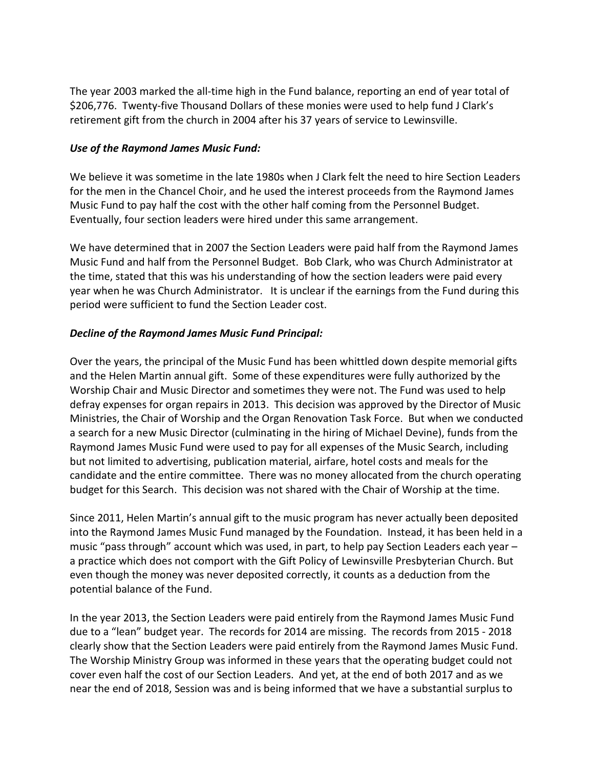The year 2003 marked the all-time high in the Fund balance, reporting an end of year total of $206,776. Twenty-five Thousand Dollars of these monies were used to help fund J Clark's retirement gift from the church in 2004 after his 37 years of service to Lewinsville.

***Use of the Raymond James Music Fund:***

We believe it was sometime in the late 1980s when J Clark felt the need to hire Section Leaders for the men in the Chancel Choir, and he used the interest proceeds from the Raymond James Music Fund to pay half the cost with the other half coming from the Personnel Budget. Eventually, four section leaders were hired under this same arrangement.

We have determined that in 2007 the Section Leaders were paid half from the Raymond James Music Fund and half from the Personnel Budget. Bob Clark, who was Church Administrator at the time, stated that this was his understanding of how the section leaders were paid every year when he was Church Administrator. It is unclear if the earnings from the Fund during this period were sufficient to fund the Section Leader cost.

***Decline of the Raymond James Music Fund Principal:***

Over the years, the principal of the Music Fund has been whittled down despite memorial gifts and the Helen Martin annual gift. Some of these expenditures were fully authorized by the Worship Chair and Music Director and sometimes they were not. The Fund was used to help defray expenses for organ repairs in 2013. This decision was approved by the Director of Music Ministries, the Chair of Worship and the Organ Renovation Task Force. But when we conducted a search for a new Music Director (culminating in the hiring of Michael Devine), funds from the Raymond James Music Fund were used to pay for all expenses of the Music Search, including but not limited to advertising, publication material, airfare, hotel costs and meals for the candidate and the entire committee. There was no money allocated from the church operating budget for this Search. This decision was not shared with the Chair of Worship at the time.

Since 2011, Helen Martin's annual gift to the music program has never actually been deposited into the Raymond James Music Fund managed by the Foundation. Instead, it has been held in a music "pass through" account which was used, in part, to help pay Section Leaders each year – a practice which does not comport with the Gift Policy of Lewinsville Presbyterian Church. But even though the money was never deposited correctly, it counts as a deduction from the potential balance of the Fund.

In the year 2013, the Section Leaders were paid entirely from the Raymond James Music Fund due to a "lean" budget year. The records for 2014 are missing. The records from 2015 - 2018 clearly show that the Section Leaders were paid entirely from the Raymond James Music Fund. The Worship Ministry Group was informed in these years that the operating budget could not cover even half the cost of our Section Leaders. And yet, at the end of both 2017 and as we near the end of 2018, Session was and is being informed that we have a substantial surplus to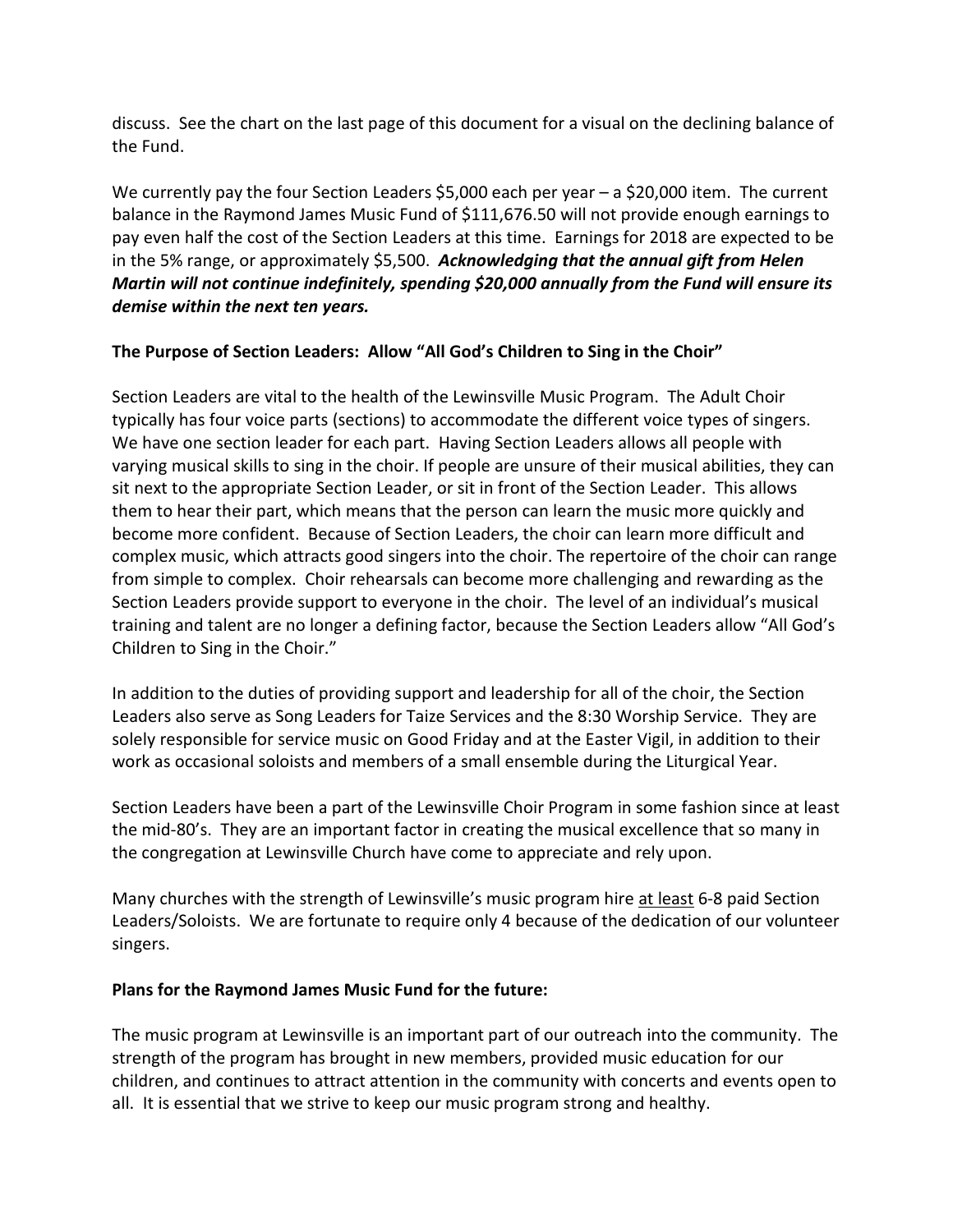discuss. See the chart on the last page of this document for a visual on the declining balance of the Fund.

We currently pay the four Section Leaders $5,000 each per year – a $20,000 item. The current balance in the Raymond James Music Fund of $111,676.50 will not provide enough earnings to pay even half the cost of the Section Leaders at this time. Earnings for 2018 are expected to be in the 5% range, or approximately $5,500. ***Acknowledging that the annual gift from Helen Martin will not continue indefinitely, spending $20,000 annually from the Fund will ensure its demise within the next ten years.***

**The Purpose of Section Leaders: Allow "All God's Children to Sing in the Choir"**

Section Leaders are vital to the health of the Lewinsville Music Program. The Adult Choir typically has four voice parts (sections) to accommodate the different voice types of singers. We have one section leader for each part. Having Section Leaders allows all people with varying musical skills to sing in the choir. If people are unsure of their musical abilities, they can sit next to the appropriate Section Leader, or sit in front of the Section Leader. This allows them to hear their part, which means that the person can learn the music more quickly and become more confident. Because of Section Leaders, the choir can learn more difficult and complex music, which attracts good singers into the choir. The repertoire of the choir can range from simple to complex. Choir rehearsals can become more challenging and rewarding as the Section Leaders provide support to everyone in the choir. The level of an individual's musical training and talent are no longer a defining factor, because the Section Leaders allow "All God's Children to Sing in the Choir."

In addition to the duties of providing support and leadership for all of the choir, the Section Leaders also serve as Song Leaders for Taize Services and the 8:30 Worship Service. They are solely responsible for service music on Good Friday and at the Easter Vigil, in addition to their work as occasional soloists and members of a small ensemble during the Liturgical Year.

Section Leaders have been a part of the Lewinsville Choir Program in some fashion since at least the mid-80's. They are an important factor in creating the musical excellence that so many in the congregation at Lewinsville Church have come to appreciate and rely upon.

Many churches with the strength of Lewinsville's music program hire <u>at least</u> 6-8 paid Section Leaders/Soloists. We are fortunate to require only 4 because of the dedication of our volunteer singers.

**Plans for the Raymond James Music Fund for the future:**

The music program at Lewinsville is an important part of our outreach into the community. The strength of the program has brought in new members, provided music education for our children, and continues to attract attention in the community with concerts and events open to all. It is essential that we strive to keep our music program strong and healthy.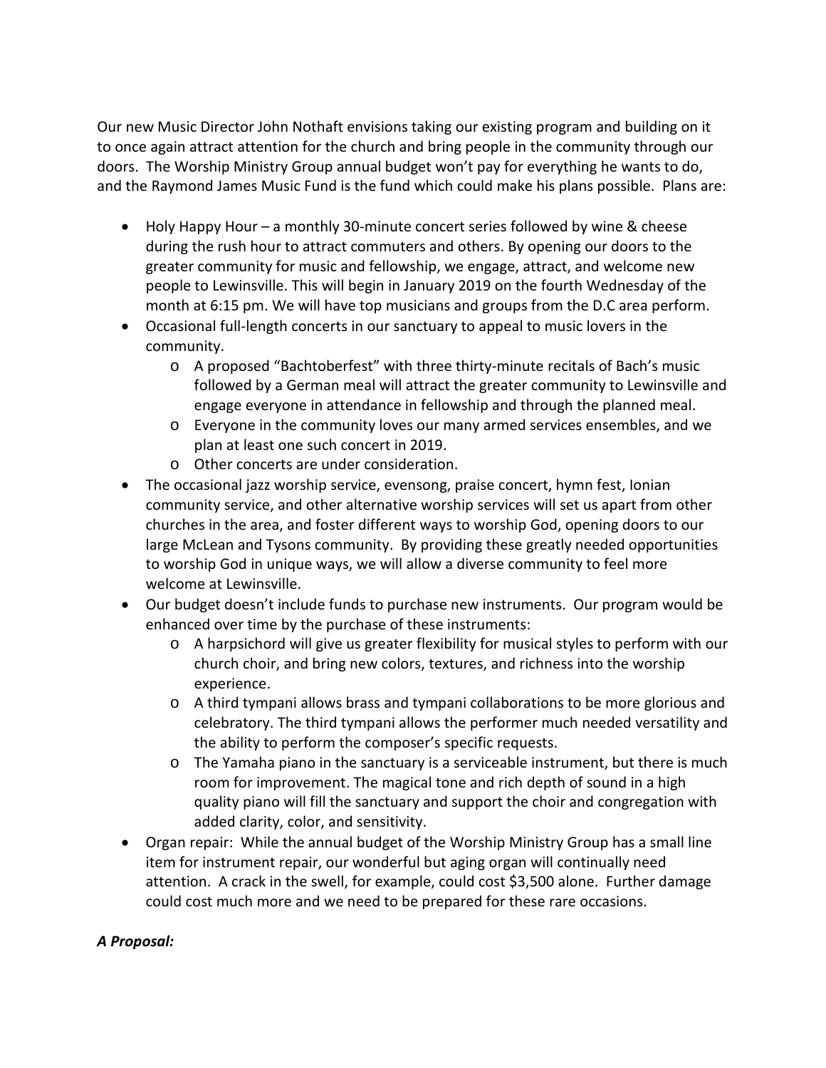Our new Music Director John Nothaft envisions taking our existing program and building on it to once again attract attention for the church and bring people in the community through our doors. The Worship Ministry Group annual budget won't pay for everything he wants to do, and the Raymond James Music Fund is the fund which could make his plans possible. Plans are:

- Holy Happy Hour – a monthly 30-minute concert series followed by wine & cheese during the rush hour to attract commuters and others. By opening our doors to the greater community for music and fellowship, we engage, attract, and welcome new people to Lewinsville. This will begin in January 2019 on the fourth Wednesday of the month at 6:15 pm. We will have top musicians and groups from the D.C area perform.
- Occasional full-length concerts in our sanctuary to appeal to music lovers in the community.
    - A proposed "Bachtoberfest" with three thirty-minute recitals of Bach's music followed by a German meal will attract the greater community to Lewinsville and engage everyone in attendance in fellowship and through the planned meal.
    - Everyone in the community loves our many armed services ensembles, and we plan at least one such concert in 2019.
    - Other concerts are under consideration.
- The occasional jazz worship service, evensong, praise concert, hymn fest, Ionian community service, and other alternative worship services will set us apart from other churches in the area, and foster different ways to worship God, opening doors to our large McLean and Tysons community. By providing these greatly needed opportunities to worship God in unique ways, we will allow a diverse community to feel more welcome at Lewinsville.
- Our budget doesn't include funds to purchase new instruments. Our program would be enhanced over time by the purchase of these instruments:
    - A harpsichord will give us greater flexibility for musical styles to perform with our church choir, and bring new colors, textures, and richness into the worship experience.
    - A third tympani allows brass and tympani collaborations to be more glorious and celebratory. The third tympani allows the performer much needed versatility and the ability to perform the composer's specific requests.
    - The Yamaha piano in the sanctuary is a serviceable instrument, but there is much room for improvement. The magical tone and rich depth of sound in a high quality piano will fill the sanctuary and support the choir and congregation with added clarity, color, and sensitivity.
- Organ repair: While the annual budget of the Worship Ministry Group has a small line item for instrument repair, our wonderful but aging organ will continually need attention. A crack in the swell, for example, could cost $3,500 alone. Further damage could cost much more and we need to be prepared for these rare occasions.

***A Proposal:***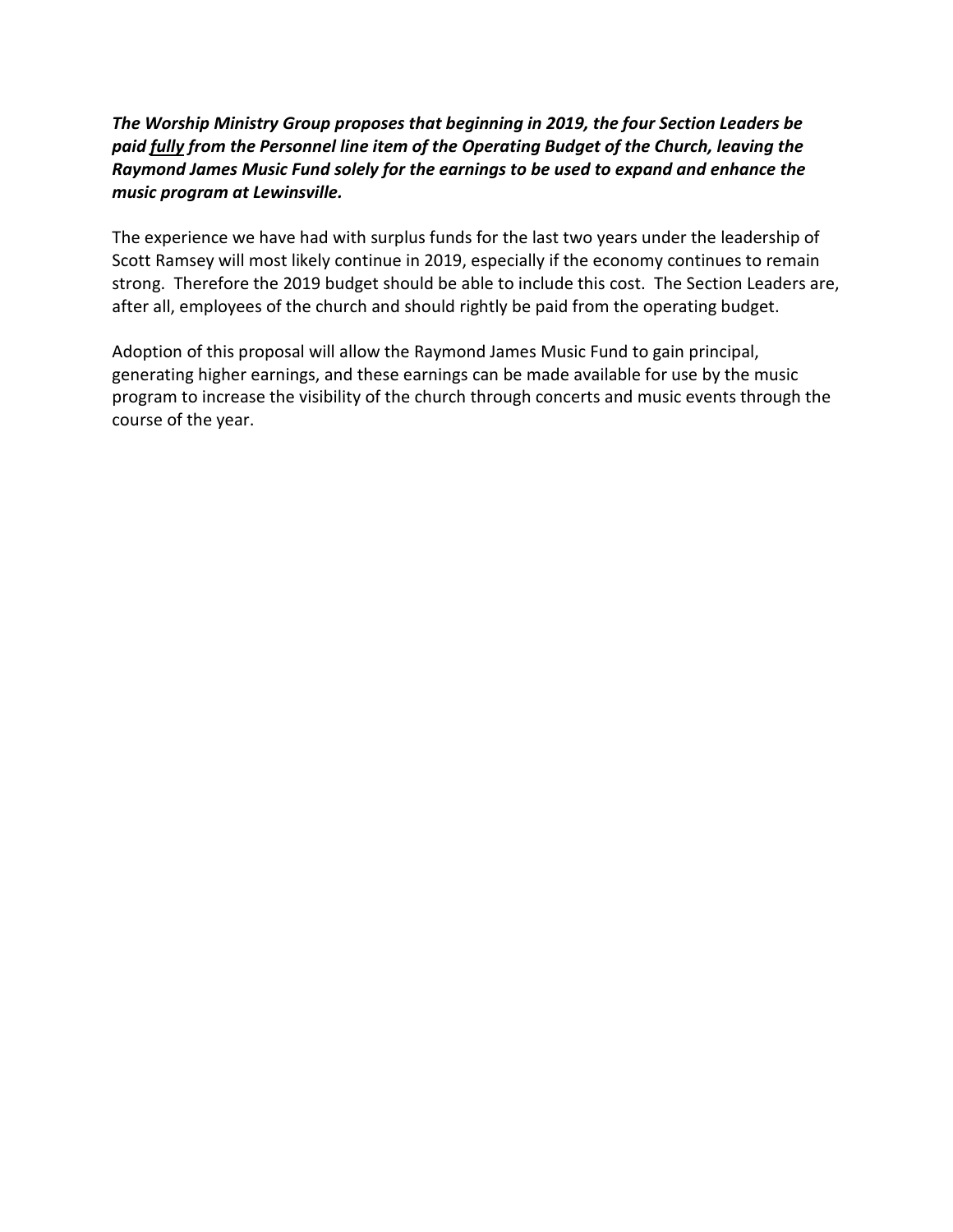***The Worship Ministry Group proposes that beginning in 2019, the four Section Leaders be paid <u>fully</u> from the Personnel line item of the Operating Budget of the Church, leaving the Raymond James Music Fund solely for the earnings to be used to expand and enhance the music program at Lewinsville.***

The experience we have had with surplus funds for the last two years under the leadership of Scott Ramsey will most likely continue in 2019, especially if the economy continues to remain strong. Therefore the 2019 budget should be able to include this cost. The Section Leaders are, after all, employees of the church and should rightly be paid from the operating budget.

Adoption of this proposal will allow the Raymond James Music Fund to gain principal, generating higher earnings, and these earnings can be made available for use by the music program to increase the visibility of the church through concerts and music events through the course of the year.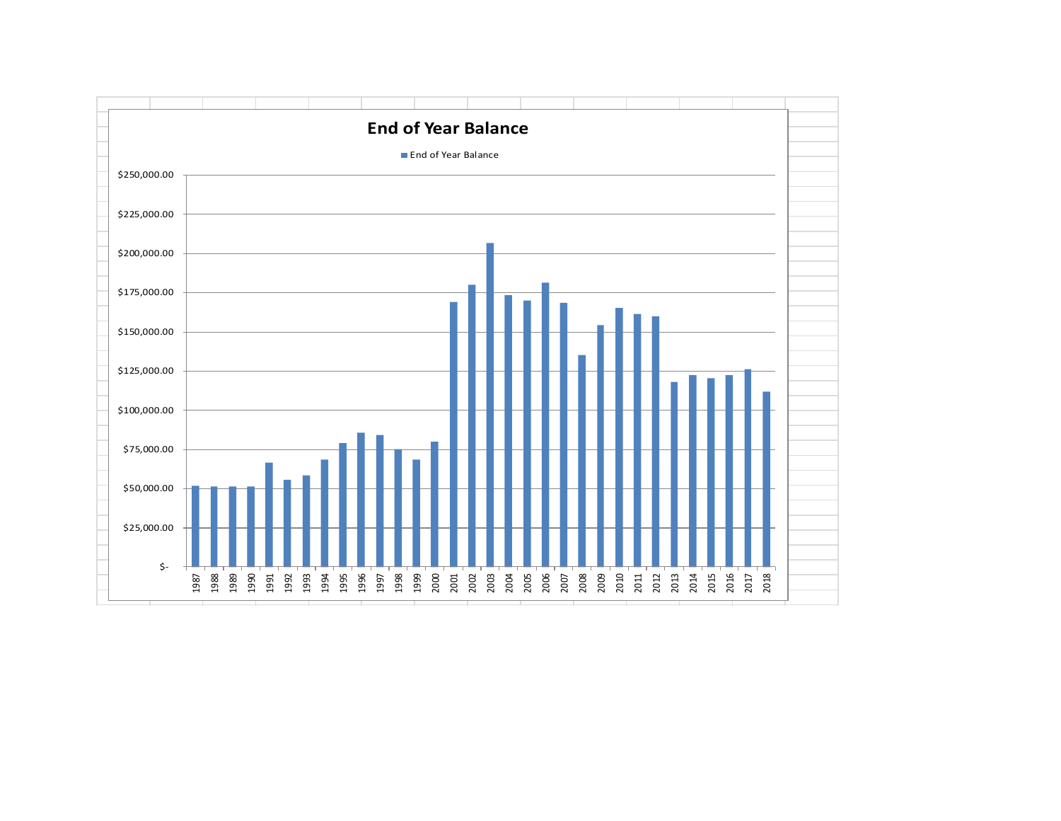End of Year Balance

End of Year Balance

$250,000.00
$225,000.00
$200,000.00
$175,000.00
$150,000.00
$125,000.00
$100,000.00
$75,000.00
$50,000.00
$25,000.00
$-

1987 1988 1989 1990 1991 1992 1993 1994 1995 1996 1997 1998 1999 2000 2001 2002 2003 2004 2005 2006 2007 2008 2009 2010 2011 2012 2013 2014 2015 2016 2017 2018